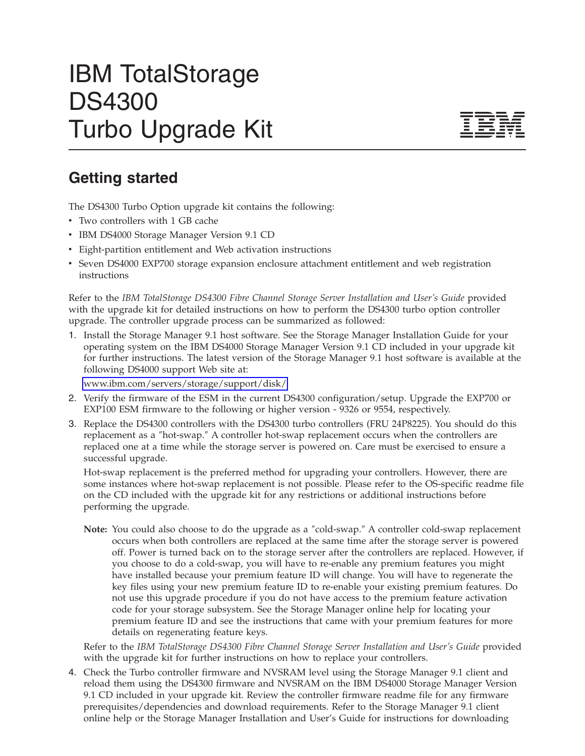# IBM TotalStorage DS4300 Turbo Upgrade Kit

## Getting started

The DS4300 Turbo Option upgrade kit contains the following:

- Two controllers with 1 GB cache
- IBM DS4000 Storage Manager Version 9.1 CD
- Eight-partition entitlement and Web activation instructions
- Seven DS4000 EXP700 storage expansion enclosure attachment entitlement and web registration instructions

Refer to the *IBM TotalStorage DS4300 Fibre Channel Storage Server Installation and User's Guide* provided with the upgrade kit for detailed instructions on how to perform the DS4300 turbo option controller upgrade. The controller upgrade process can be summarized as followed:

1. Install the Storage Manager 9.1 host software. See the Storage Manager Installation Guide for your operating system on the IBM DS4000 Storage Manager Version 9.1 CD included in your upgrade kit for further instructions. The latest version of the Storage Manager 9.1 host software is available at the following DS4000 support Web site at:

   www.ibm.com/servers/storage/support/disk/

2. Verify the firmware of the ESM in the current DS4300 configuration/setup. Upgrade the EXP700 or EXP100 ESM firmware to the following or higher version - 9326 or 9554, respectively.

3. Replace the DS4300 controllers with the DS4300 turbo controllers (FRU 24P8225). You should do this replacement as a "hot-swap." A controller hot-swap replacement occurs when the controllers are replaced one at a time while the storage server is powered on. Care must be exercised to ensure a successful upgrade.

   Hot-swap replacement is the preferred method for upgrading your controllers. However, there are some instances where hot-swap replacement is not possible. Please refer to the OS-specific readme file on the CD included with the upgrade kit for any restrictions or additional instructions before performing the upgrade.

   **Note:** You could also choose to do the upgrade as a "cold-swap." A controller cold-swap replacement occurs when both controllers are replaced at the same time after the storage server is powered off. Power is turned back on to the storage server after the controllers are replaced. However, if you choose to do a cold-swap, you will have to re-enable any premium features you might have installed because your premium feature ID will change. You will have to regenerate the key files using your new premium feature ID to re-enable your existing premium features. Do not use this upgrade procedure if you do not have access to the premium feature activation code for your storage subsystem. See the Storage Manager online help for locating your premium feature ID and see the instructions that came with your premium features for more details on regenerating feature keys.

   Refer to the *IBM TotalStorage DS4300 Fibre Channel Storage Server Installation and User's Guide* provided with the upgrade kit for further instructions on how to replace your controllers.

4. Check the Turbo controller firmware and NVSRAM level using the Storage Manager 9.1 client and reload them using the DS4300 firmware and NVSRAM on the IBM DS4000 Storage Manager Version 9.1 CD included in your upgrade kit. Review the controller firmware readme file for any firmware prerequisites/dependencies and download requirements. Refer to the Storage Manager 9.1 client online help or the Storage Manager Installation and User's Guide for instructions for downloading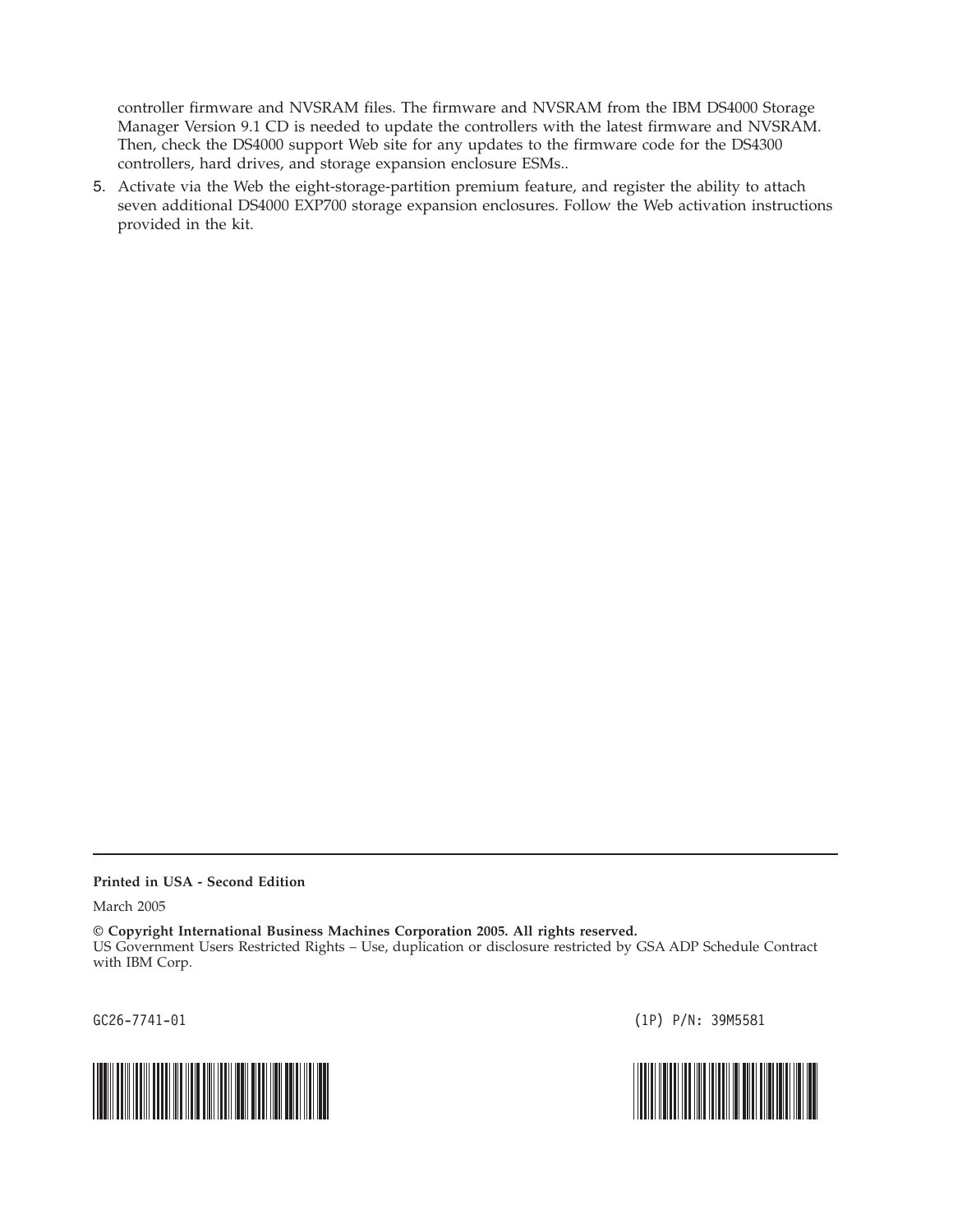controller firmware and NVSRAM files. The firmware and NVSRAM from the IBM DS4000 Storage Manager Version 9.1 CD is needed to update the controllers with the latest firmware and NVSRAM. Then, check the DS4000 support Web site for any updates to the firmware code for the DS4300 controllers, hard drives, and storage expansion enclosure ESMs..

5. Activate via the Web the eight-storage-partition premium feature, and register the ability to attach seven additional DS4000 EXP700 storage expansion enclosures. Follow the Web activation instructions provided in the kit.

---

**Printed in USA - Second Edition**

March 2005

**© Copyright International Business Machines Corporation 2005. All rights reserved.**
US Government Users Restricted Rights – Use, duplication or disclosure restricted by GSA ADP Schedule Contract with IBM Corp.

GC26-7741-01

(1P) P/N: 39M5581